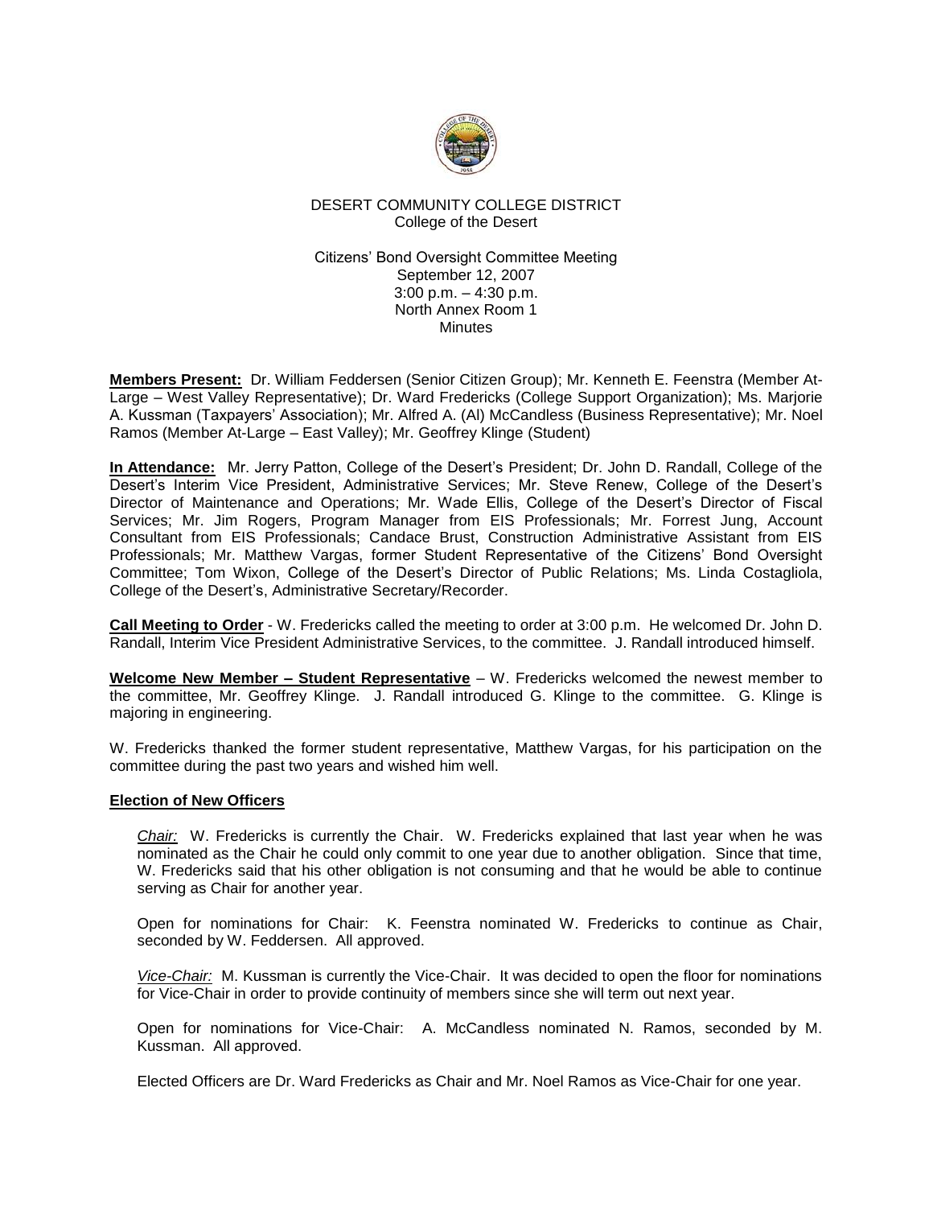DESERT COMMUNITY COLLEGE DISTRICT
College of the Desert

Citizens' Bond Oversight Committee Meeting
September 12, 2007
3:00 p.m. – 4:30 p.m.
North Annex Room 1
Minutes

**Members Present:** Dr. William Feddersen (Senior Citizen Group); Mr. Kenneth E. Feenstra (Member At-Large – West Valley Representative); Dr. Ward Fredericks (College Support Organization); Ms. Marjorie A. Kussman (Taxpayers' Association); Mr. Alfred A. (Al) McCandless (Business Representative); Mr. Noel Ramos (Member At-Large – East Valley); Mr. Geoffrey Klinge (Student)

**In Attendance:** Mr. Jerry Patton, College of the Desert's President; Dr. John D. Randall, College of the Desert's Interim Vice President, Administrative Services; Mr. Steve Renew, College of the Desert's Director of Maintenance and Operations; Mr. Wade Ellis, College of the Desert's Director of Fiscal Services; Mr. Jim Rogers, Program Manager from EIS Professionals; Mr. Forrest Jung, Account Consultant from EIS Professionals; Candace Brust, Construction Administrative Assistant from EIS Professionals; Mr. Matthew Vargas, former Student Representative of the Citizens' Bond Oversight Committee; Tom Wixon, College of the Desert's Director of Public Relations; Ms. Linda Costagliola, College of the Desert's, Administrative Secretary/Recorder.

**Call Meeting to Order** - W. Fredericks called the meeting to order at 3:00 p.m. He welcomed Dr. John D. Randall, Interim Vice President Administrative Services, to the committee. J. Randall introduced himself.

**Welcome New Member – Student Representative** – W. Fredericks welcomed the newest member to the committee, Mr. Geoffrey Klinge. J. Randall introduced G. Klinge to the committee. G. Klinge is majoring in engineering.

W. Fredericks thanked the former student representative, Matthew Vargas, for his participation on the committee during the past two years and wished him well.

**Election of New Officers**

*Chair:* W. Fredericks is currently the Chair. W. Fredericks explained that last year when he was nominated as the Chair he could only commit to one year due to another obligation. Since that time, W. Fredericks said that his other obligation is not consuming and that he would be able to continue serving as Chair for another year.

Open for nominations for Chair: K. Feenstra nominated W. Fredericks to continue as Chair, seconded by W. Feddersen. All approved.

*Vice-Chair:* M. Kussman is currently the Vice-Chair. It was decided to open the floor for nominations for Vice-Chair in order to provide continuity of members since she will term out next year.

Open for nominations for Vice-Chair: A. McCandless nominated N. Ramos, seconded by M. Kussman. All approved.

Elected Officers are Dr. Ward Fredericks as Chair and Mr. Noel Ramos as Vice-Chair for one year.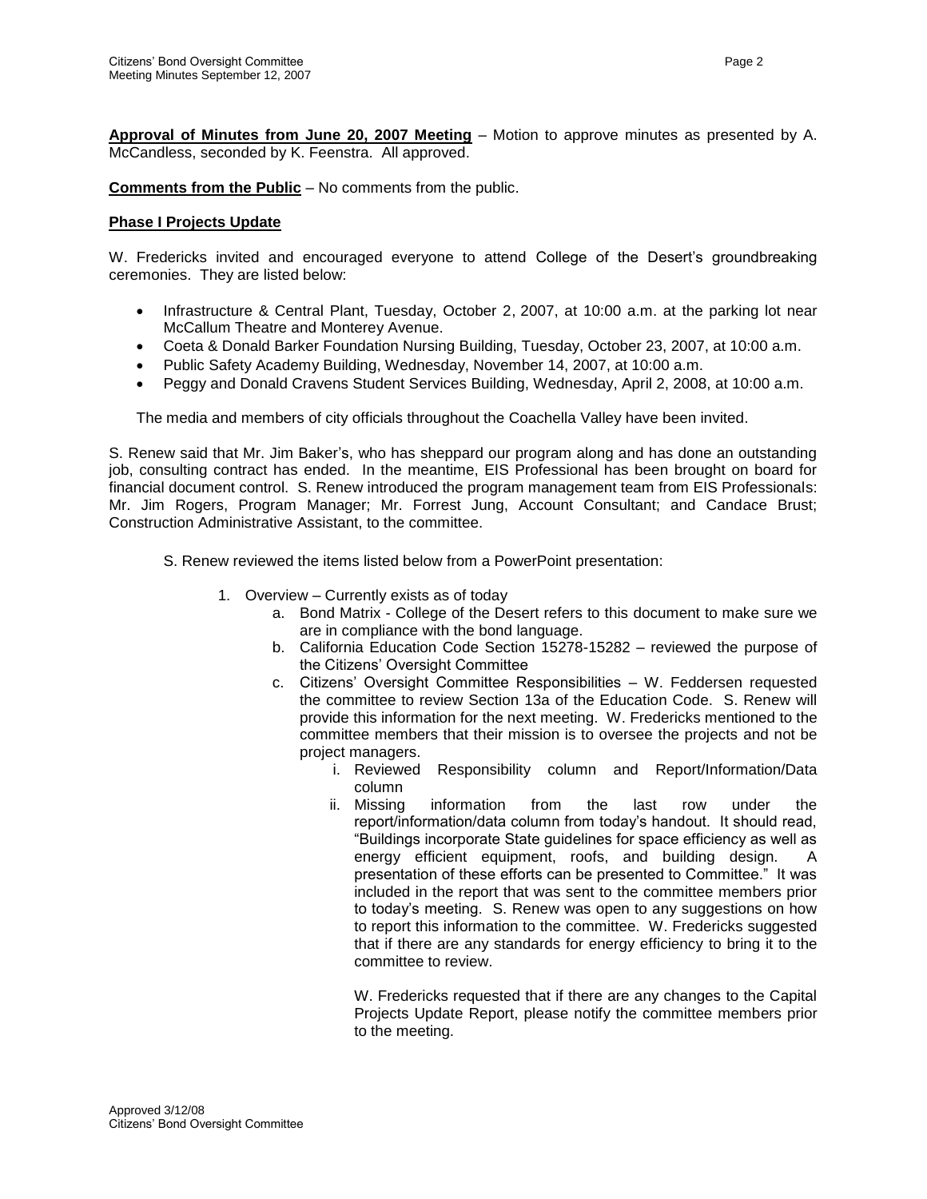**Approval of Minutes from June 20, 2007 Meeting** – Motion to approve minutes as presented by A. McCandless, seconded by K. Feenstra. All approved.

**Comments from the Public** – No comments from the public.

**Phase I Projects Update**

W. Fredericks invited and encouraged everyone to attend College of the Desert's groundbreaking ceremonies. They are listed below:

- Infrastructure & Central Plant, Tuesday, October 2, 2007, at 10:00 a.m. at the parking lot near McCallum Theatre and Monterey Avenue.
- Coeta & Donald Barker Foundation Nursing Building, Tuesday, October 23, 2007, at 10:00 a.m.
- Public Safety Academy Building, Wednesday, November 14, 2007, at 10:00 a.m.
- Peggy and Donald Cravens Student Services Building, Wednesday, April 2, 2008, at 10:00 a.m.

The media and members of city officials throughout the Coachella Valley have been invited.

S. Renew said that Mr. Jim Baker's, who has sheppard our program along and has done an outstanding job, consulting contract has ended. In the meantime, EIS Professional has been brought on board for financial document control. S. Renew introduced the program management team from EIS Professionals: Mr. Jim Rogers, Program Manager; Mr. Forrest Jung, Account Consultant; and Candace Brust; Construction Administrative Assistant, to the committee.

S. Renew reviewed the items listed below from a PowerPoint presentation:

1. Overview – Currently exists as of today
   a. Bond Matrix - College of the Desert refers to this document to make sure we are in compliance with the bond language.
   b. California Education Code Section 15278-15282 – reviewed the purpose of the Citizens' Oversight Committee
   c. Citizens' Oversight Committee Responsibilities – W. Feddersen requested the committee to review Section 13a of the Education Code. S. Renew will provide this information for the next meeting. W. Fredericks mentioned to the committee members that their mission is to oversee the projects and not be project managers.
      i. Reviewed Responsibility column and Report/Information/Data column
      ii. Missing information from the last row under the report/information/data column from today's handout. It should read, "Buildings incorporate State guidelines for space efficiency as well as energy efficient equipment, roofs, and building design. A presentation of these efforts can be presented to Committee." It was included in the report that was sent to the committee members prior to today's meeting. S. Renew was open to any suggestions on how to report this information to the committee. W. Fredericks suggested that if there are any standards for energy efficiency to bring it to the committee to review.

         W. Fredericks requested that if there are any changes to the Capital Projects Update Report, please notify the committee members prior to the meeting.

Approved 3/12/08
Citizens' Bond Oversight Committee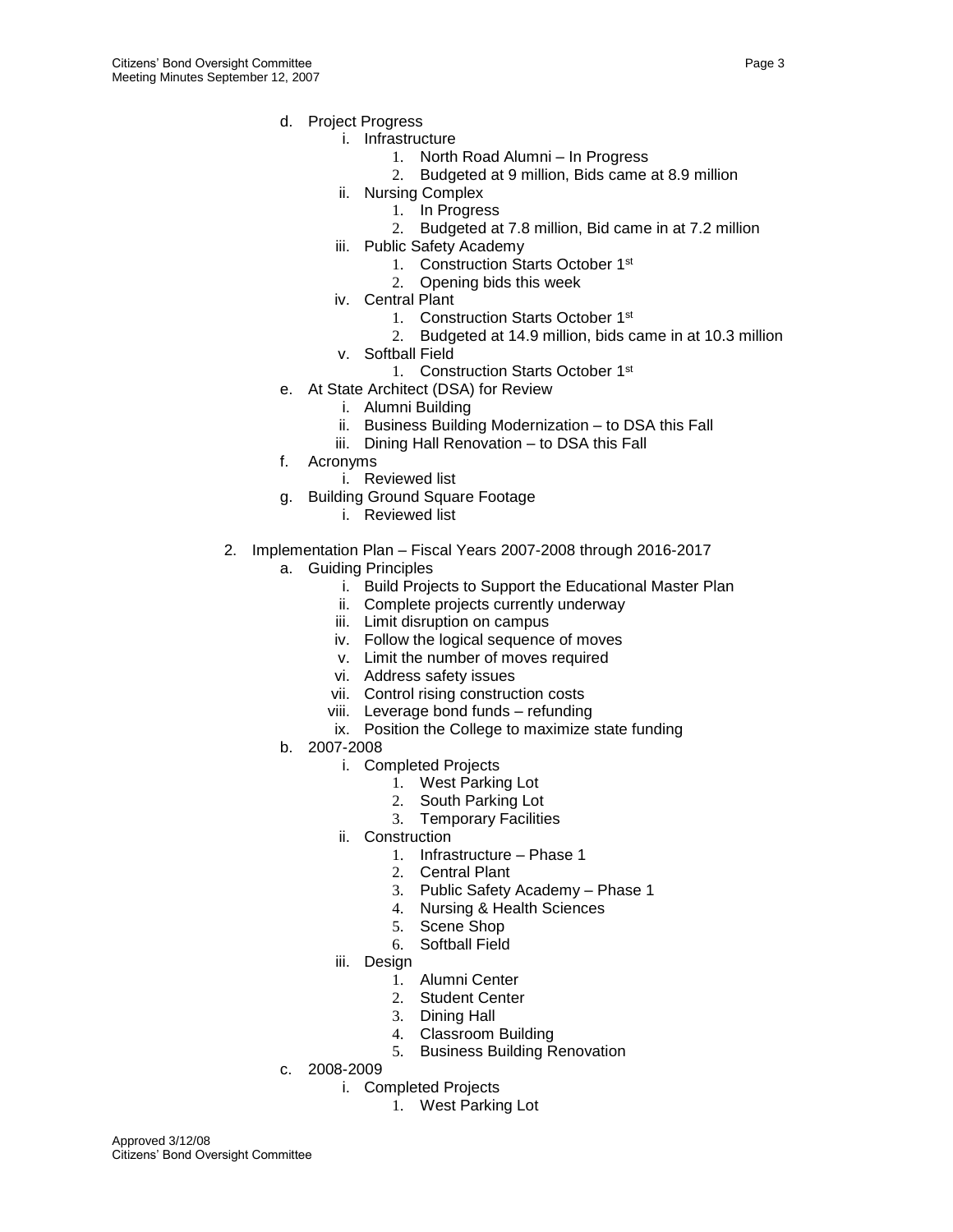d. Project Progress
    i. Infrastructure
        1. North Road Alumni – In Progress
        2. Budgeted at 9 million, Bids came at 8.9 million
    ii. Nursing Complex
        1. In Progress
        2. Budgeted at 7.8 million, Bid came in at 7.2 million
    iii. Public Safety Academy
        1. Construction Starts October 1st
        2. Opening bids this week
    iv. Central Plant
        1. Construction Starts October 1st
        2. Budgeted at 14.9 million, bids came in at 10.3 million
    v. Softball Field
        1. Construction Starts October 1st

e. At State Architect (DSA) for Review
    i. Alumni Building
    ii. Business Building Modernization – to DSA this Fall
    iii. Dining Hall Renovation – to DSA this Fall

f. Acronyms
    i. Reviewed list

g. Building Ground Square Footage
    i. Reviewed list

2. Implementation Plan – Fiscal Years 2007-2008 through 2016-2017
    a. Guiding Principles
        i. Build Projects to Support the Educational Master Plan
        ii. Complete projects currently underway
        iii. Limit disruption on campus
        iv. Follow the logical sequence of moves
        v. Limit the number of moves required
        vi. Address safety issues
        vii. Control rising construction costs
        viii. Leverage bond funds – refunding
        ix. Position the College to maximize state funding
    b. 2007-2008
        i. Completed Projects
            1. West Parking Lot
            2. South Parking Lot
            3. Temporary Facilities
        ii. Construction
            1. Infrastructure – Phase 1
            2. Central Plant
            3. Public Safety Academy – Phase 1
            4. Nursing & Health Sciences
            5. Scene Shop
            6. Softball Field
        iii. Design
            1. Alumni Center
            2. Student Center
            3. Dining Hall
            4. Classroom Building
            5. Business Building Renovation
    c. 2008-2009
        i. Completed Projects
            1. West Parking Lot

Approved 3/12/08
Citizens' Bond Oversight Committee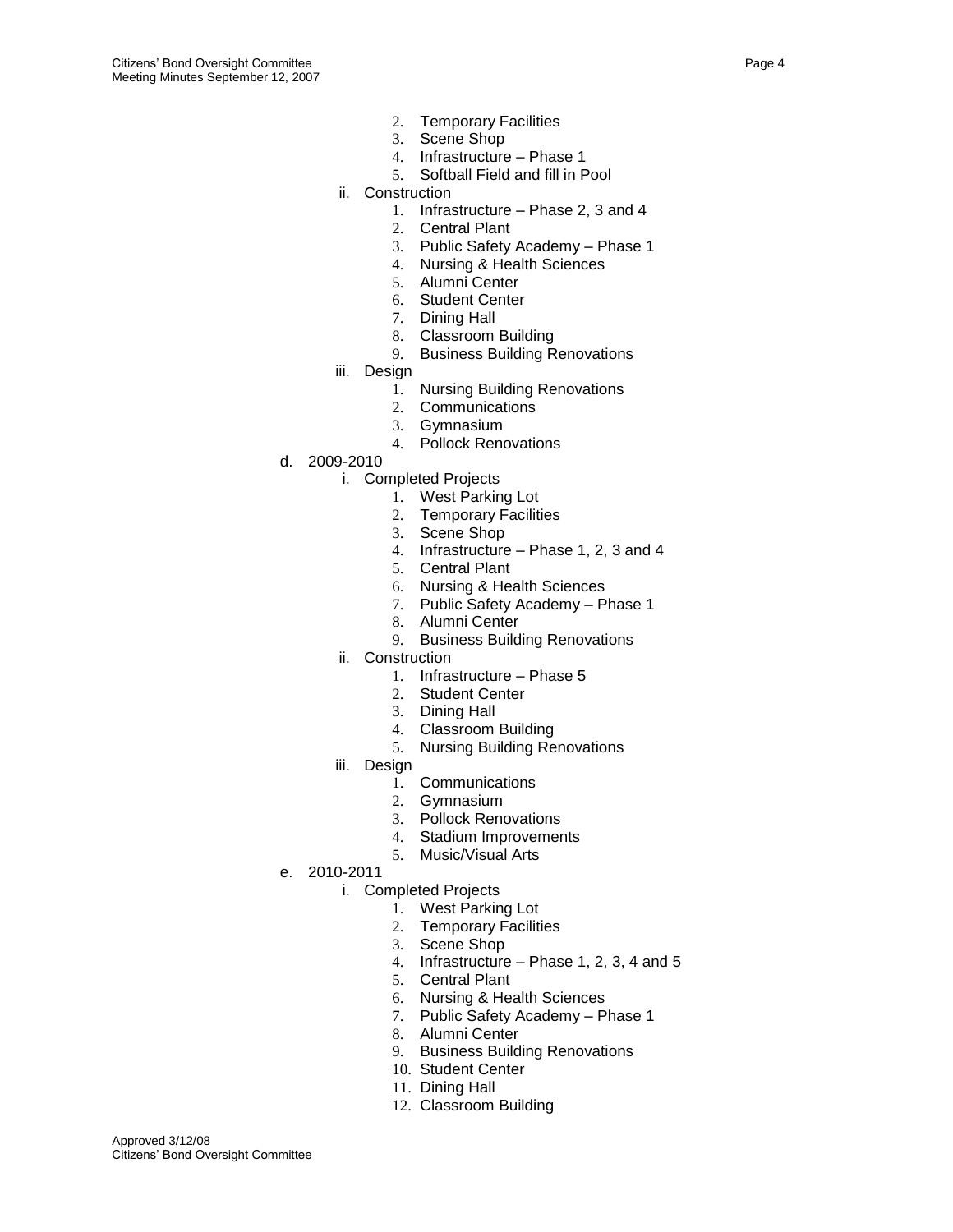2. Temporary Facilities
3. Scene Shop
4. Infrastructure – Phase 1
5. Softball Field and fill in Pool

ii. Construction
1. Infrastructure – Phase 2, 3 and 4
2. Central Plant
3. Public Safety Academy – Phase 1
4. Nursing & Health Sciences
5. Alumni Center
6. Student Center
7. Dining Hall
8. Classroom Building
9. Business Building Renovations

iii. Design
1. Nursing Building Renovations
2. Communications
3. Gymnasium
4. Pollock Renovations

d. 2009-2010

i. Completed Projects
1. West Parking Lot
2. Temporary Facilities
3. Scene Shop
4. Infrastructure – Phase 1, 2, 3 and 4
5. Central Plant
6. Nursing & Health Sciences
7. Public Safety Academy – Phase 1
8. Alumni Center
9. Business Building Renovations

ii. Construction
1. Infrastructure – Phase 5
2. Student Center
3. Dining Hall
4. Classroom Building
5. Nursing Building Renovations

iii. Design
1. Communications
2. Gymnasium
3. Pollock Renovations
4. Stadium Improvements
5. Music/Visual Arts

e. 2010-2011

i. Completed Projects
1. West Parking Lot
2. Temporary Facilities
3. Scene Shop
4. Infrastructure – Phase 1, 2, 3, 4 and 5
5. Central Plant
6. Nursing & Health Sciences
7. Public Safety Academy – Phase 1
8. Alumni Center
9. Business Building Renovations
10. Student Center
11. Dining Hall
12. Classroom Building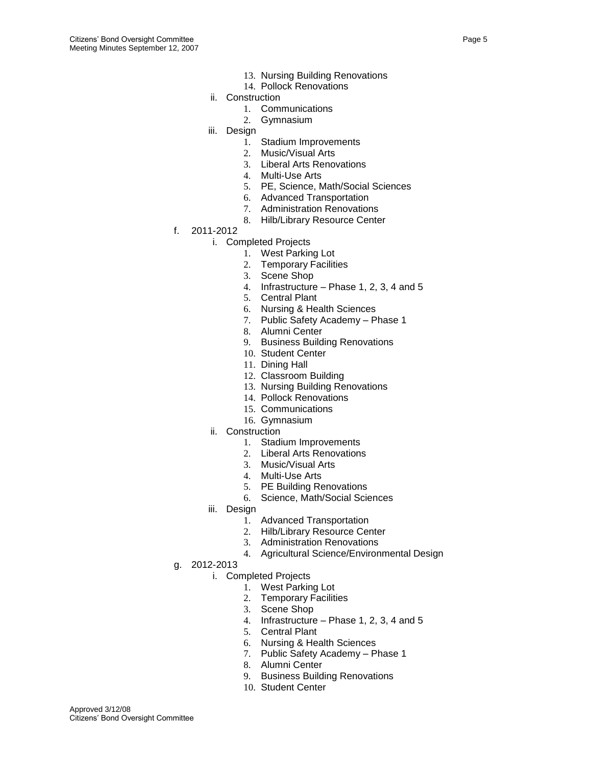13. Nursing Building Renovations
14. Pollock Renovations

ii. Construction
1. Communications
2. Gymnasium

iii. Design
1. Stadium Improvements
2. Music/Visual Arts
3. Liberal Arts Renovations
4. Multi-Use Arts
5. PE, Science, Math/Social Sciences
6. Advanced Transportation
7. Administration Renovations
8. Hilb/Library Resource Center

f. 2011-2012

i. Completed Projects
1. West Parking Lot
2. Temporary Facilities
3. Scene Shop
4. Infrastructure – Phase 1, 2, 3, 4 and 5
5. Central Plant
6. Nursing & Health Sciences
7. Public Safety Academy – Phase 1
8. Alumni Center
9. Business Building Renovations
10. Student Center
11. Dining Hall
12. Classroom Building
13. Nursing Building Renovations
14. Pollock Renovations
15. Communications
16. Gymnasium

ii. Construction
1. Stadium Improvements
2. Liberal Arts Renovations
3. Music/Visual Arts
4. Multi-Use Arts
5. PE Building Renovations
6. Science, Math/Social Sciences

iii. Design
1. Advanced Transportation
2. Hilb/Library Resource Center
3. Administration Renovations
4. Agricultural Science/Environmental Design

g. 2012-2013

i. Completed Projects
1. West Parking Lot
2. Temporary Facilities
3. Scene Shop
4. Infrastructure – Phase 1, 2, 3, 4 and 5
5. Central Plant
6. Nursing & Health Sciences
7. Public Safety Academy – Phase 1
8. Alumni Center
9. Business Building Renovations
10. Student Center

Approved 3/12/08
Citizens' Bond Oversight Committee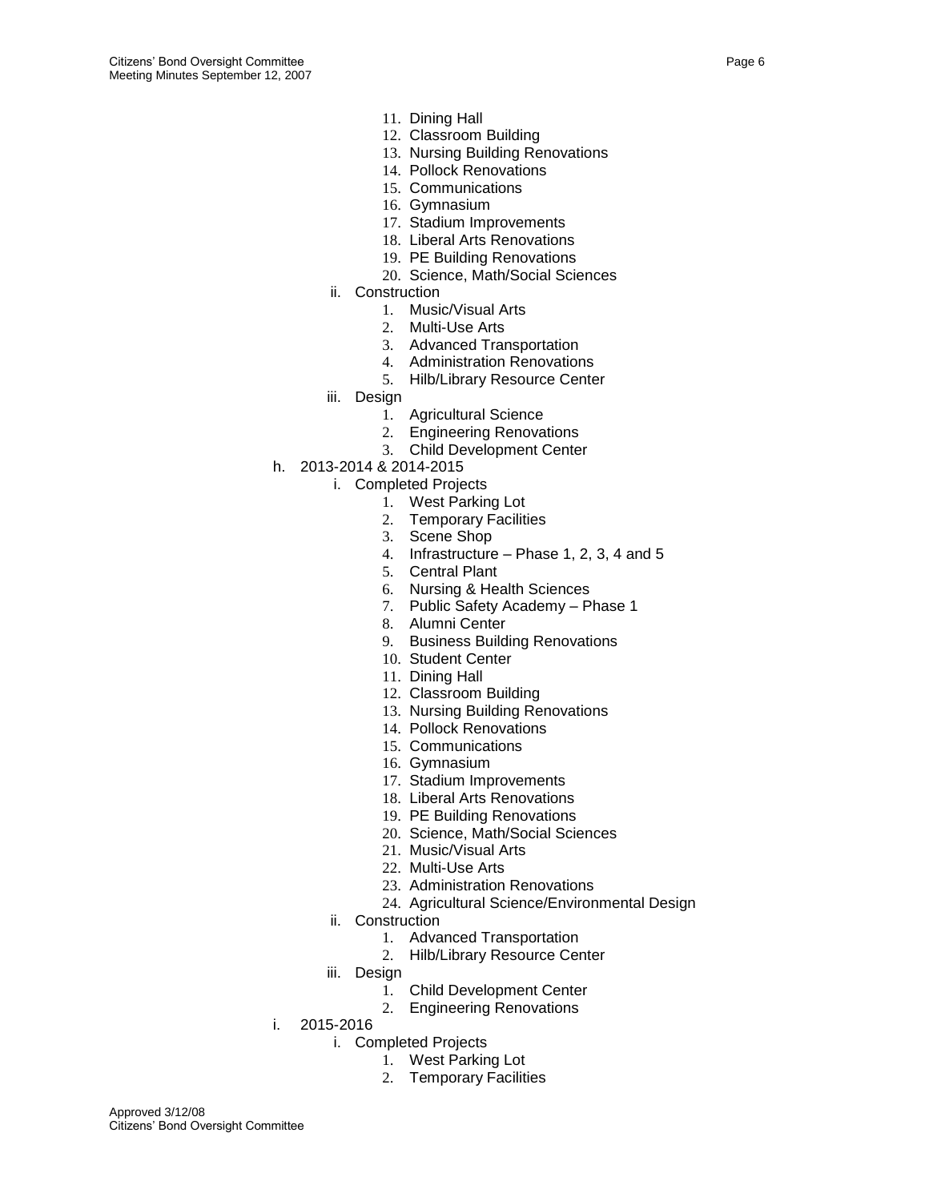11. Dining Hall
12. Classroom Building
13. Nursing Building Renovations
14. Pollock Renovations
15. Communications
16. Gymnasium
17. Stadium Improvements
18. Liberal Arts Renovations
19. PE Building Renovations
20. Science, Math/Social Sciences

ii. Construction
1. Music/Visual Arts
2. Multi-Use Arts
3. Advanced Transportation
4. Administration Renovations
5. Hilb/Library Resource Center

iii. Design
1. Agricultural Science
2. Engineering Renovations
3. Child Development Center

h. 2013-2014 & 2014-2015

i. Completed Projects
1. West Parking Lot
2. Temporary Facilities
3. Scene Shop
4. Infrastructure – Phase 1, 2, 3, 4 and 5
5. Central Plant
6. Nursing & Health Sciences
7. Public Safety Academy – Phase 1
8. Alumni Center
9. Business Building Renovations
10. Student Center
11. Dining Hall
12. Classroom Building
13. Nursing Building Renovations
14. Pollock Renovations
15. Communications
16. Gymnasium
17. Stadium Improvements
18. Liberal Arts Renovations
19. PE Building Renovations
20. Science, Math/Social Sciences
21. Music/Visual Arts
22. Multi-Use Arts
23. Administration Renovations
24. Agricultural Science/Environmental Design

ii. Construction
1. Advanced Transportation
2. Hilb/Library Resource Center

iii. Design
1. Child Development Center
2. Engineering Renovations

i. 2015-2016

i. Completed Projects
1. West Parking Lot
2. Temporary Facilities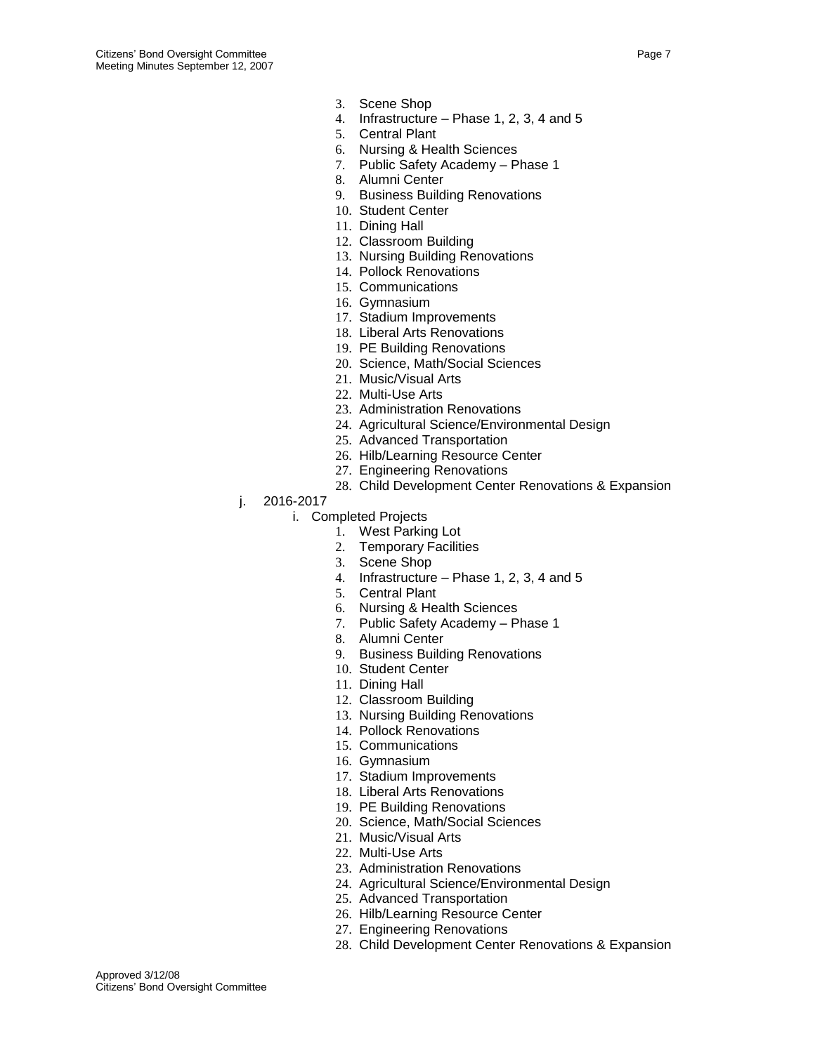3. Scene Shop
4. Infrastructure – Phase 1, 2, 3, 4 and 5
5. Central Plant
6. Nursing & Health Sciences
7. Public Safety Academy – Phase 1
8. Alumni Center
9. Business Building Renovations
10. Student Center
11. Dining Hall
12. Classroom Building
13. Nursing Building Renovations
14. Pollock Renovations
15. Communications
16. Gymnasium
17. Stadium Improvements
18. Liberal Arts Renovations
19. PE Building Renovations
20. Science, Math/Social Sciences
21. Music/Visual Arts
22. Multi-Use Arts
23. Administration Renovations
24. Agricultural Science/Environmental Design
25. Advanced Transportation
26. Hilb/Learning Resource Center
27. Engineering Renovations
28. Child Development Center Renovations & Expansion

j. 2016-2017
   i. Completed Projects
      1. West Parking Lot
      2. Temporary Facilities
      3. Scene Shop
      4. Infrastructure – Phase 1, 2, 3, 4 and 5
      5. Central Plant
      6. Nursing & Health Sciences
      7. Public Safety Academy – Phase 1
      8. Alumni Center
      9. Business Building Renovations
      10. Student Center
      11. Dining Hall
      12. Classroom Building
      13. Nursing Building Renovations
      14. Pollock Renovations
      15. Communications
      16. Gymnasium
      17. Stadium Improvements
      18. Liberal Arts Renovations
      19. PE Building Renovations
      20. Science, Math/Social Sciences
      21. Music/Visual Arts
      22. Multi-Use Arts
      23. Administration Renovations
      24. Agricultural Science/Environmental Design
      25. Advanced Transportation
      26. Hilb/Learning Resource Center
      27. Engineering Renovations
      28. Child Development Center Renovations & Expansion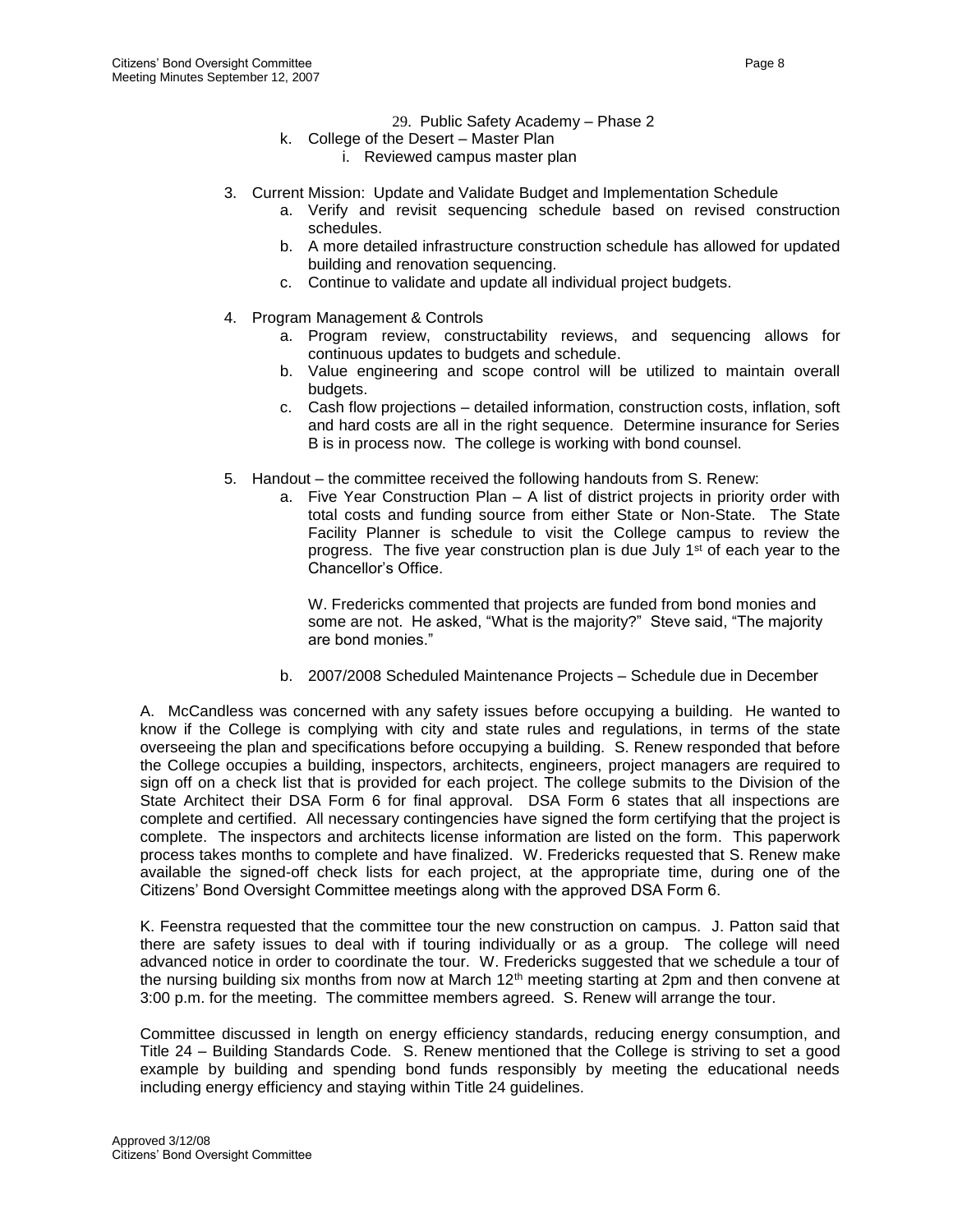29. Public Safety Academy – Phase 2

k. College of the Desert – Master Plan
    i. Reviewed campus master plan

3. Current Mission: Update and Validate Budget and Implementation Schedule
   a. Verify and revisit sequencing schedule based on revised construction schedules.
   b. A more detailed infrastructure construction schedule has allowed for updated building and renovation sequencing.
   c. Continue to validate and update all individual project budgets.

4. Program Management & Controls
   a. Program review, constructability reviews, and sequencing allows for continuous updates to budgets and schedule.
   b. Value engineering and scope control will be utilized to maintain overall budgets.
   c. Cash flow projections – detailed information, construction costs, inflation, soft and hard costs are all in the right sequence. Determine insurance for Series B is in process now. The college is working with bond counsel.

5. Handout – the committee received the following handouts from S. Renew:
   a. Five Year Construction Plan – A list of district projects in priority order with total costs and funding source from either State or Non-State. The State Facility Planner is schedule to visit the College campus to review the progress. The five year construction plan is due July 1st of each year to the Chancellor's Office.

      W. Fredericks commented that projects are funded from bond monies and some are not. He asked, "What is the majority?" Steve said, "The majority are bond monies."

   b. 2007/2008 Scheduled Maintenance Projects – Schedule due in December

A. McCandless was concerned with any safety issues before occupying a building. He wanted to know if the College is complying with city and state rules and regulations, in terms of the state overseeing the plan and specifications before occupying a building. S. Renew responded that before the College occupies a building, inspectors, architects, engineers, project managers are required to sign off on a check list that is provided for each project. The college submits to the Division of the State Architect their DSA Form 6 for final approval. DSA Form 6 states that all inspections are complete and certified. All necessary contingencies have signed the form certifying that the project is complete. The inspectors and architects license information are listed on the form. This paperwork process takes months to complete and have finalized. W. Fredericks requested that S. Renew make available the signed-off check lists for each project, at the appropriate time, during one of the Citizens' Bond Oversight Committee meetings along with the approved DSA Form 6.

K. Feenstra requested that the committee tour the new construction on campus. J. Patton said that there are safety issues to deal with if touring individually or as a group. The college will need advanced notice in order to coordinate the tour. W. Fredericks suggested that we schedule a tour of the nursing building six months from now at March 12th meeting starting at 2pm and then convene at 3:00 p.m. for the meeting. The committee members agreed. S. Renew will arrange the tour.

Committee discussed in length on energy efficiency standards, reducing energy consumption, and Title 24 – Building Standards Code. S. Renew mentioned that the College is striving to set a good example by building and spending bond funds responsibly by meeting the educational needs including energy efficiency and staying within Title 24 guidelines.

Approved 3/12/08
Citizens' Bond Oversight Committee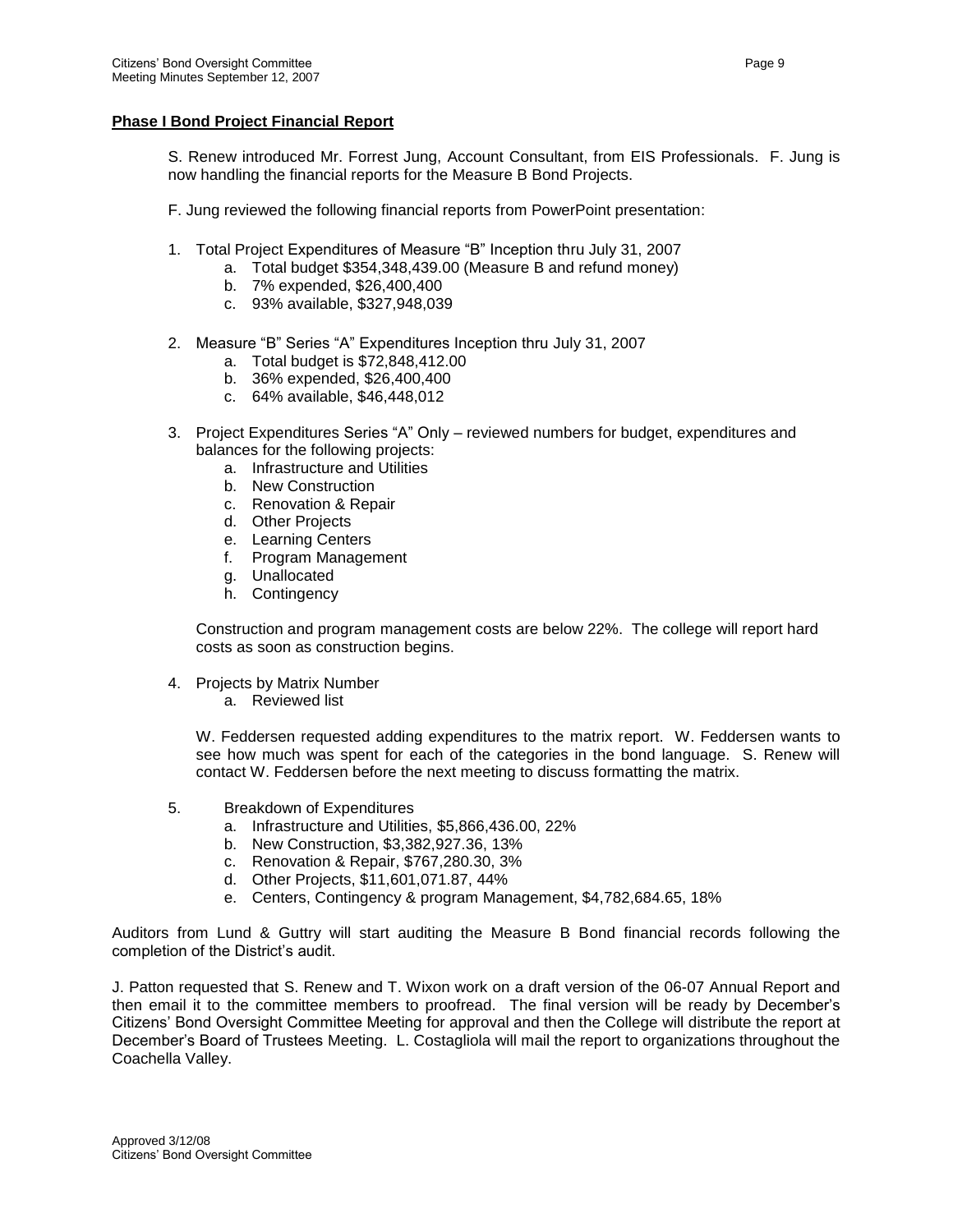**Phase I Bond Project Financial Report**

S. Renew introduced Mr. Forrest Jung, Account Consultant, from EIS Professionals. F. Jung is now handling the financial reports for the Measure B Bond Projects.

F. Jung reviewed the following financial reports from PowerPoint presentation:

1. Total Project Expenditures of Measure "B" Inception thru July 31, 2007
   a. Total budget $354,348,439.00 (Measure B and refund money)
   b. 7% expended, $26,400,400
   c. 93% available, $327,948,039

2. Measure "B" Series "A" Expenditures Inception thru July 31, 2007
   a. Total budget is $72,848,412.00
   b. 36% expended, $26,400,400
   c. 64% available, $46,448,012

3. Project Expenditures Series "A" Only – reviewed numbers for budget, expenditures and balances for the following projects:
   a. Infrastructure and Utilities
   b. New Construction
   c. Renovation & Repair
   d. Other Projects
   e. Learning Centers
   f. Program Management
   g. Unallocated
   h. Contingency

   Construction and program management costs are below 22%. The college will report hard costs as soon as construction begins.

4. Projects by Matrix Number
   a. Reviewed list

   W. Feddersen requested adding expenditures to the matrix report. W. Feddersen wants to see how much was spent for each of the categories in the bond language. S. Renew will contact W. Feddersen before the next meeting to discuss formatting the matrix.

5. Breakdown of Expenditures
   a. Infrastructure and Utilities, $5,866,436.00, 22%
   b. New Construction, $3,382,927.36, 13%
   c. Renovation & Repair, $767,280.30, 3%
   d. Other Projects, $11,601,071.87, 44%
   e. Centers, Contingency & program Management, $4,782,684.65, 18%

Auditors from Lund & Guttry will start auditing the Measure B Bond financial records following the completion of the District's audit.

J. Patton requested that S. Renew and T. Wixon work on a draft version of the 06-07 Annual Report and then email it to the committee members to proofread. The final version will be ready by December's Citizens' Bond Oversight Committee Meeting for approval and then the College will distribute the report at December's Board of Trustees Meeting. L. Costagliola will mail the report to organizations throughout the Coachella Valley.

Approved 3/12/08
Citizens' Bond Oversight Committee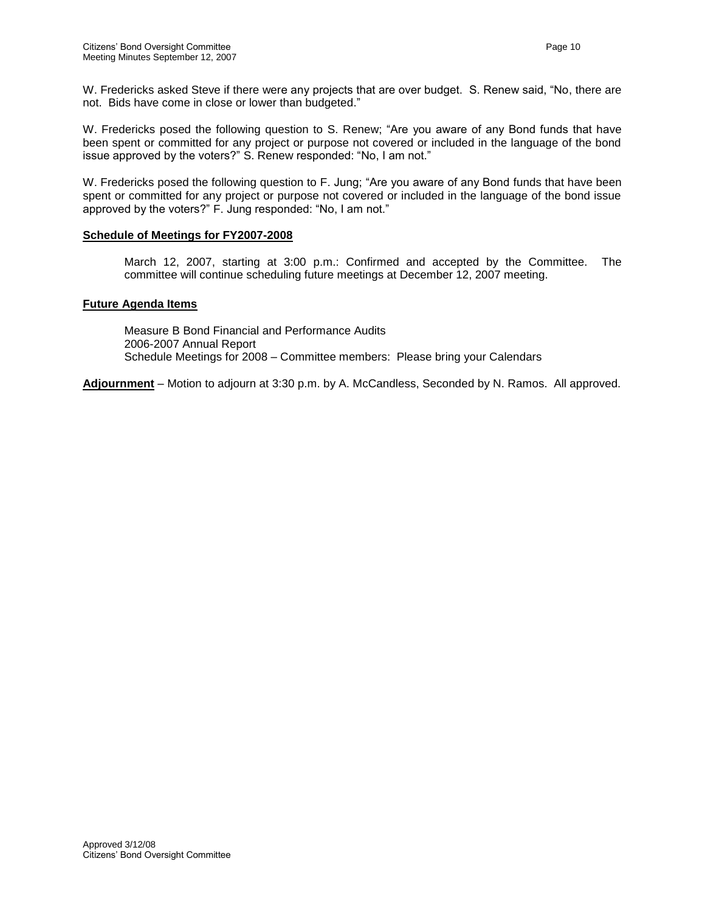W. Fredericks asked Steve if there were any projects that are over budget. S. Renew said, “No, there are not. Bids have come in close or lower than budgeted.”

W. Fredericks posed the following question to S. Renew; “Are you aware of any Bond funds that have been spent or committed for any project or purpose not covered or included in the language of the bond issue approved by the voters?” S. Renew responded: “No, I am not.”

W. Fredericks posed the following question to F. Jung; “Are you aware of any Bond funds that have been spent or committed for any project or purpose not covered or included in the language of the bond issue approved by the voters?” F. Jung responded: “No, I am not.”

**Schedule of Meetings for FY2007-2008**

March 12, 2007, starting at 3:00 p.m.: Confirmed and accepted by the Committee. The committee will continue scheduling future meetings at December 12, 2007 meeting.

**Future Agenda Items**

Measure B Bond Financial and Performance Audits
2006-2007 Annual Report
Schedule Meetings for 2008 – Committee members: Please bring your Calendars

**Adjournment** – Motion to adjourn at 3:30 p.m. by A. McCandless, Seconded by N. Ramos. All approved.

Approved 3/12/08
Citizens' Bond Oversight Committee